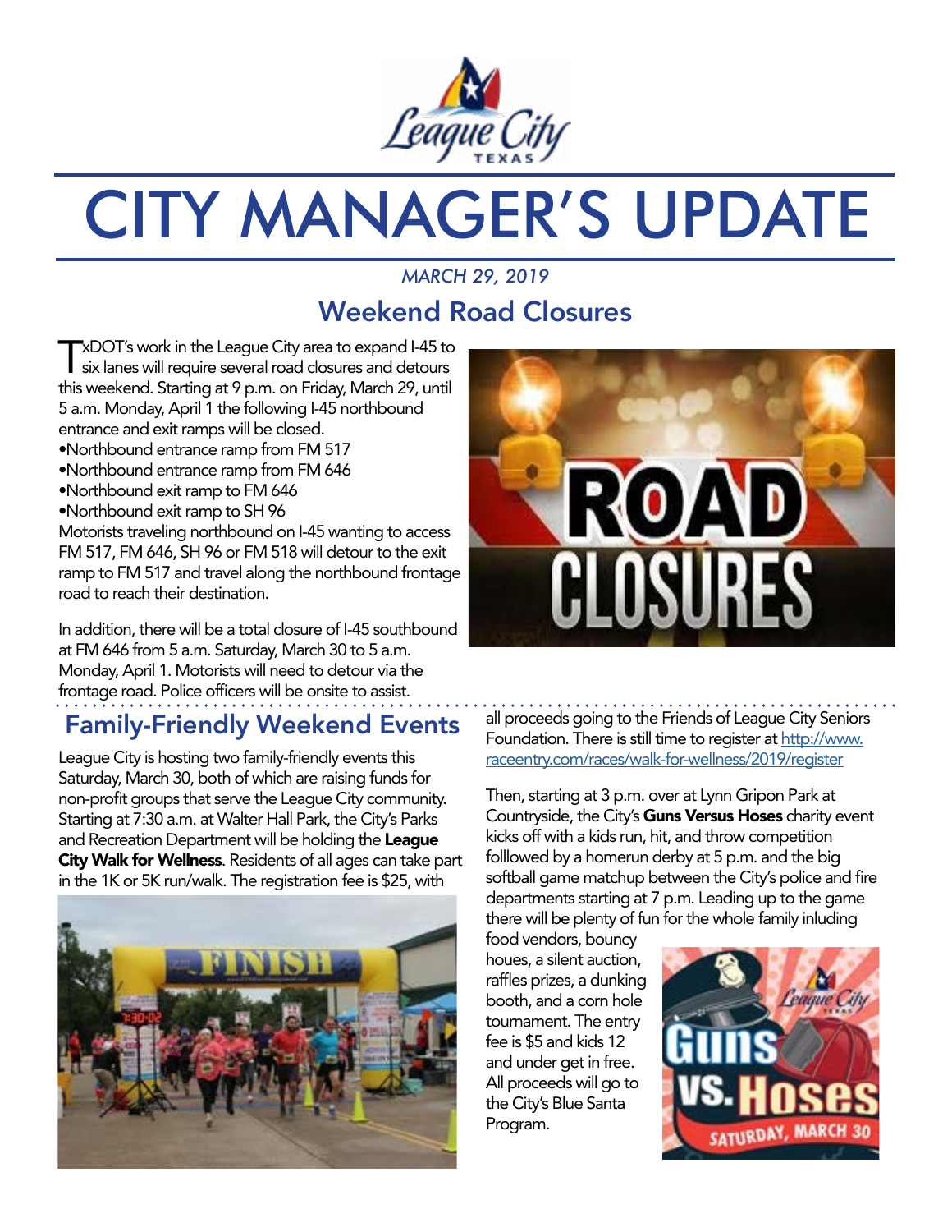# CITY MANAGER'S UPDATE

*MARCH 29, 2019*

## Weekend Road Closures

TxDOT's work in the League City area to expand I-45 to six lanes will require several road closures and detours this weekend. Starting at 9 p.m. on Friday, March 29, until 5 a.m. Monday, April 1 the following I-45 northbound entrance and exit ramps will be closed.

- Northbound entrance ramp from FM 517
- Northbound entrance ramp from FM 646
- Northbound exit ramp to FM 646
- Northbound exit ramp to SH 96

Motorists traveling northbound on I-45 wanting to access FM 517, FM 646, SH 96 or FM 518 will detour to the exit ramp to FM 517 and travel along the northbound frontage road to reach their destination.

In addition, there will be a total closure of I-45 southbound at FM 646 from 5 a.m. Saturday, March 30 to 5 a.m. Monday, April 1. Motorists will need to detour via the frontage road. Police officers will be onsite to assist.

## Family-Friendly Weekend Events

League City is hosting two family-friendly events this Saturday, March 30, both of which are raising funds for non-profit groups that serve the League City community. Starting at 7:30 a.m. at Walter Hall Park, the City's Parks and Recreation Department will be holding the **League City Walk for Wellness**. Residents of all ages can take part in the 1K or 5K run/walk. The registration fee is $25, with all proceeds going to the Friends of League City Seniors Foundation. There is still time to register at http://www.raceentry.com/races/walk-for-wellness/2019/register

Then, starting at 3 p.m. over at Lynn Gripon Park at Countryside, the City's **Guns Versus Hoses** charity event kicks off with a kids run, hit, and throw competition folllowed by a homerun derby at 5 p.m. and the big softball game matchup between the City's police and fire departments starting at 7 p.m. Leading up to the game there will be plenty of fun for the whole family inluding food vendors, bouncy houes, a silent auction, raffles prizes, a dunking booth, and a corn hole tournament. The entry fee is $5 and kids 12 and under get in free. All proceeds will go to the City's Blue Santa Program.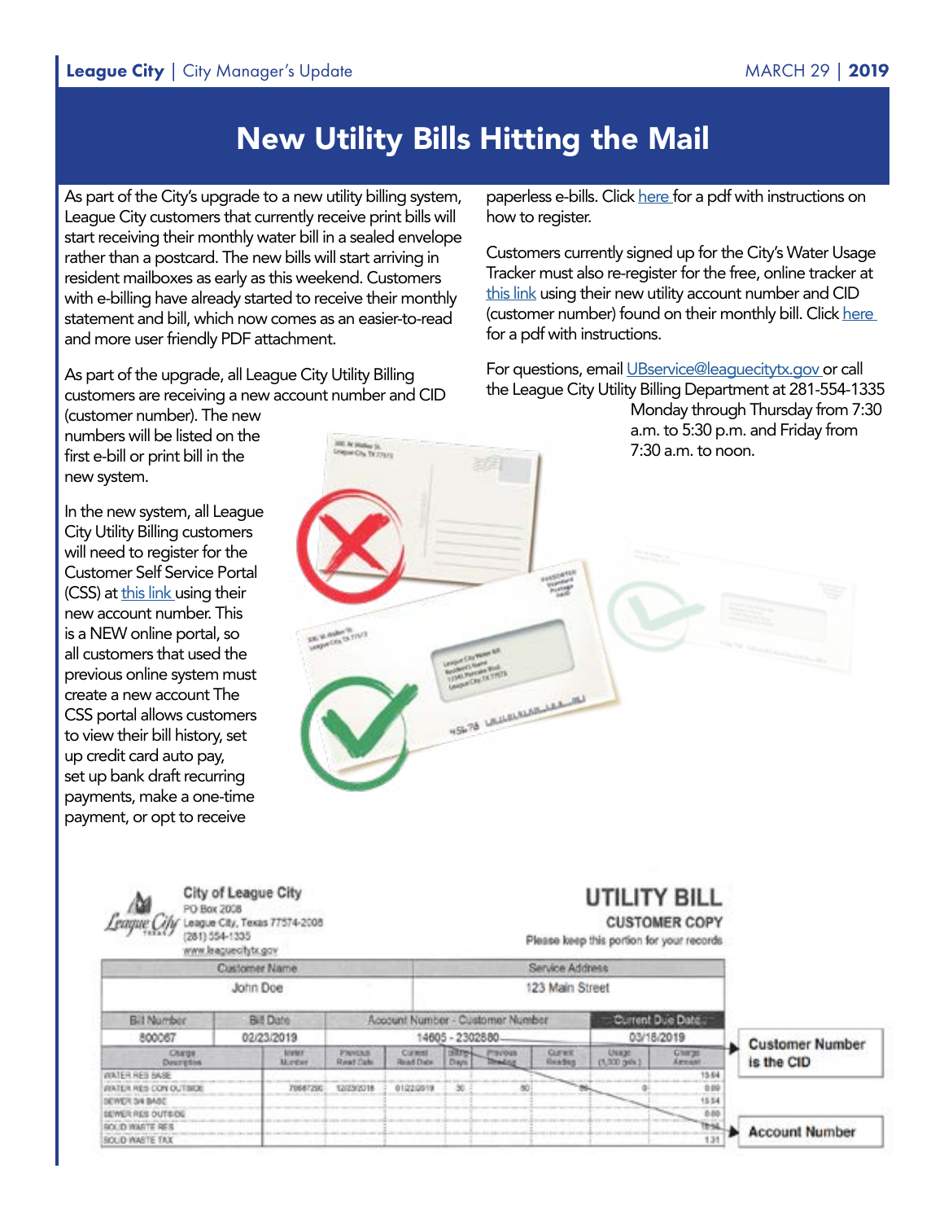# New Utility Bills Hitting the Mail

As part of the City's upgrade to a new utility billing system, League City customers that currently receive print bills will start receiving their monthly water bill in a sealed envelope rather than a postcard. The new bills will start arriving in resident mailboxes as early as this weekend. Customers with e-billing have already started to receive their monthly statement and bill, which now comes as an easier-to-read and more user friendly PDF attachment.

As part of the upgrade, all League City Utility Billing customers are receiving a new account number and CID (customer number). The new numbers will be listed on the first e-bill or print bill in the new system.

In the new system, all League City Utility Billing customers will need to register for the Customer Self Service Portal (CSS) at this link using their new account number. This is a NEW online portal, so all customers that used the previous online system must create a new account The CSS portal allows customers to view their bill history, set up credit card auto pay, set up bank draft recurring payments, make a one-time payment, or opt to receive paperless e-bills. Click here for a pdf with instructions on how to register.

Customers currently signed up for the City's Water Usage Tracker must also re-register for the free, online tracker at this link using their new utility account number and CID (customer number) found on their monthly bill. Click here for a pdf with instructions.

For questions, email UBservice@leaguecitytx.gov or call the League City Utility Billing Department at 281-554-1335 Monday through Thursday from 7:30 a.m. to 5:30 p.m. and Friday from 7:30 a.m. to noon.

**City of League City**
PO Box 2008
League City, Texas 77574-2008
(281) 554-1335
www.leaguecitytx.gov

**UTILITY BILL**
**CUSTOMER COPY**
Please keep this portion for your records

| Customer Name | Service Address |
|---|---|
| John Doe | 123 Main Street |

| Bill Number | Bill Date | Account Number - Customer Number | Current Due Date |
|---|---|---|---|
| 800067 | 02/23/2019 | 14605 - 2302580 | 03/18/2019 |

| Charge Description | Meter Number | Previous Read Date | Current Read Date | Billing Days | Previous Reading | Current Reading | Usage (1,000 gals) | Charge Amount |
|---|---|---|---|---|---|---|---|---|
| WATER RES BASE | | | | | | | | 15.64 |
| WATER RES CON OUTSIDE | 70667290 | 12/23/2018 | 01/22/2019 | 30 | 80 | 80 | 0 | 0.00 |
| SEWER SW BASE | | | | | | | | 15.54 |
| SEWER RES OUTSIDE | | | | | | | | 0.00 |
| SOLID WASTE RES | | | | | | | | 18.94 |
| SOLID WASTE TAX | | | | | | | | 1.31 |

Customer Number is the CID

Account Number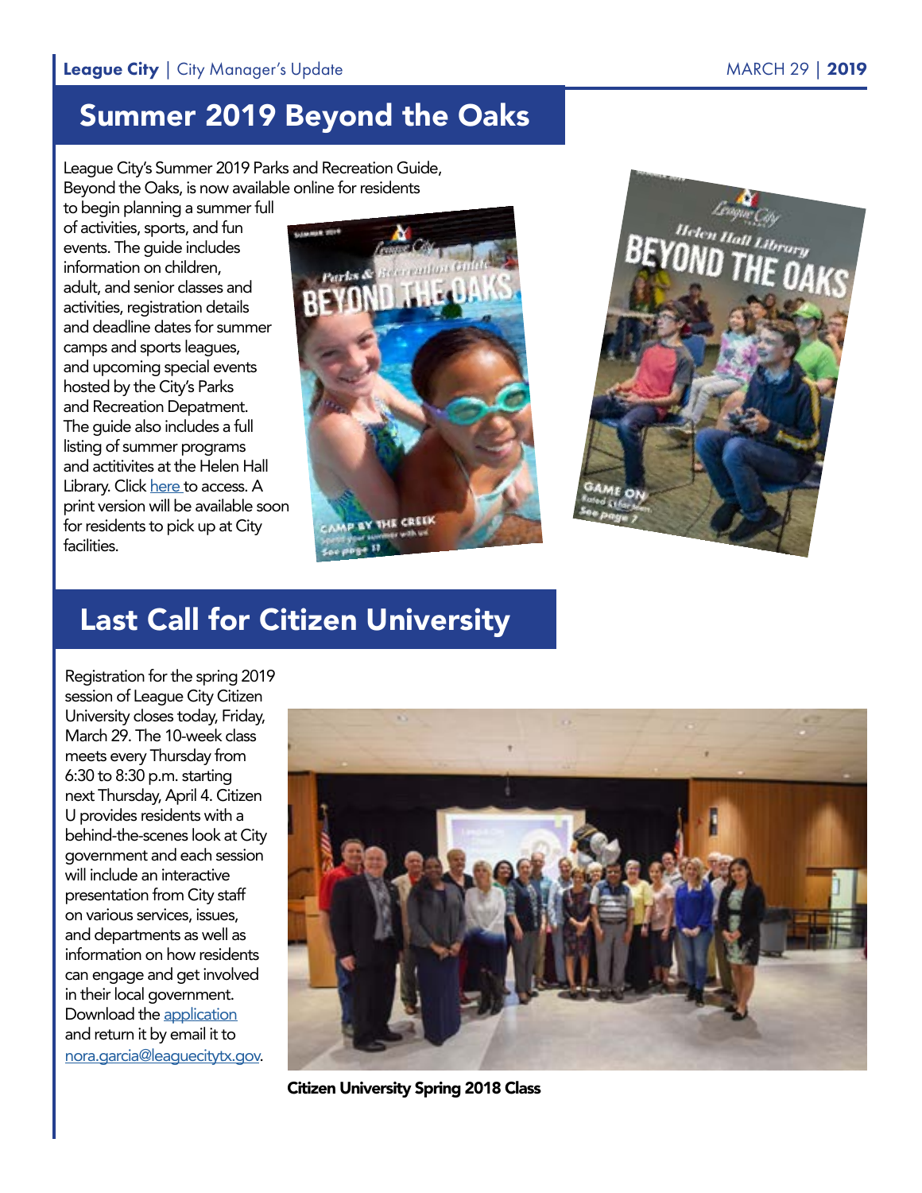## Summer 2019 Beyond the Oaks

League City's Summer 2019 Parks and Recreation Guide, Beyond the Oaks, is now available online for residents to begin planning a summer full of activities, sports, and fun events. The guide includes information on children, adult, and senior classes and activities, registration details and deadline dates for summer camps and sports leagues, and upcoming special events hosted by the City's Parks and Recreation Depatment. The guide also includes a full listing of summer programs and actitivites at the Helen Hall Library. Click here to access. A print version will be available soon for residents to pick up at City facilities.

## Last Call for Citizen University

Registration for the spring 2019 session of League City Citizen University closes today, Friday, March 29. The 10-week class meets every Thursday from 6:30 to 8:30 p.m. starting next Thursday, April 4. Citizen U provides residents with a behind-the-scenes look at City government and each session will include an interactive presentation from City staff on various services, issues, and departments as well as information on how residents can engage and get involved in their local government. Download the application and return it by email it to nora.garcia@leaguecitytx.gov.

**Citizen University Spring 2018 Class**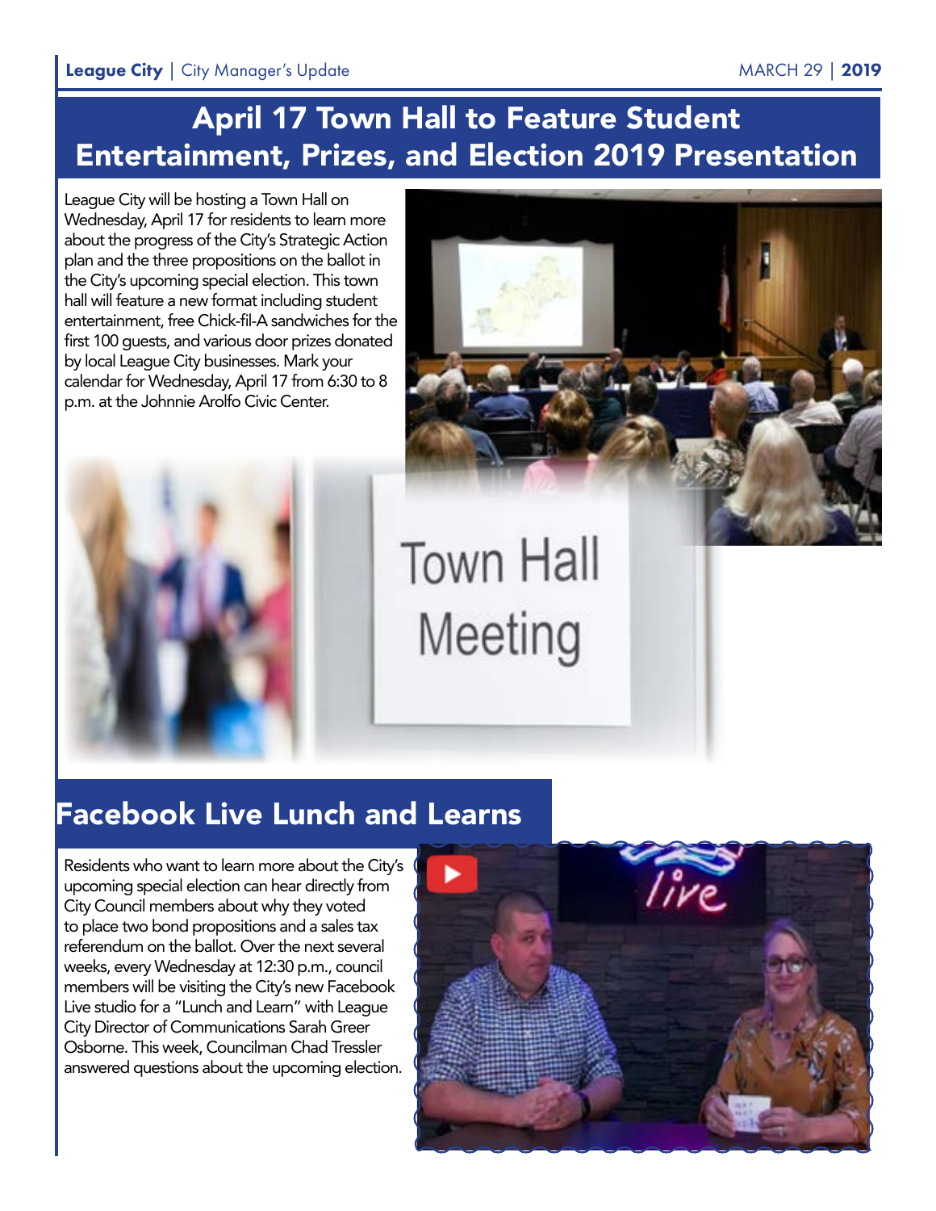# April 17 Town Hall to Feature Student Entertainment, Prizes, and Election 2019 Presentation

League City will be hosting a Town Hall on Wednesday, April 17 for residents to learn more about the progress of the City's Strategic Action plan and the three propositions on the ballot in the City's upcoming special election. This town hall will feature a new format including student entertainment, free Chick-fil-A sandwiches for the first 100 guests, and various door prizes donated by local League City businesses. Mark your calendar for Wednesday, April 17 from 6:30 to 8 p.m. at the Johnnie Arolfo Civic Center.

## Facebook Live Lunch and Learns

Residents who want to learn more about the City's upcoming special election can hear directly from City Council members about why they voted to place two bond propositions and a sales tax referendum on the ballot. Over the next several weeks, every Wednesday at 12:30 p.m., council members will be visiting the City's new Facebook Live studio for a "Lunch and Learn" with League City Director of Communications Sarah Greer Osborne. This week, Councilman Chad Tressler answered questions about the upcoming election.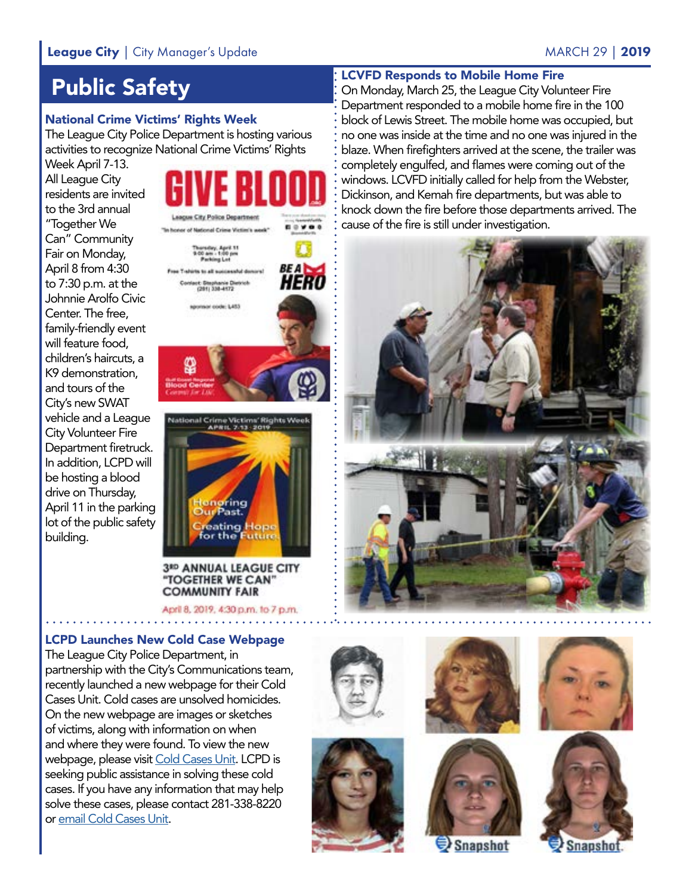# Public Safety

## National Crime Victims' Rights Week

The League City Police Department is hosting various activities to recognize National Crime Victims' Rights Week April 7-13.

All League City residents are invited to the 3rd annual "Together We Can" Community Fair on Monday, April 8 from 4:30 to 7:30 p.m. at the Johnnie Arolfo Civic Center. The free, family-friendly event will feature food, children's haircuts, a K9 demonstration, and tours of the City's new SWAT vehicle and a League City Volunteer Fire Department firetruck. In addition, LCPD will be hosting a blood drive on Thursday, April 11 in the parking lot of the public safety building.

## LCVFD Responds to Mobile Home Fire

On Monday, March 25, the League City Volunteer Fire Department responded to a mobile home fire in the 100 block of Lewis Street. The mobile home was occupied, but no one was inside at the time and no one was injured in the blaze. When firefighters arrived at the scene, the trailer was completely engulfed, and flames were coming out of the windows. LCVFD initially called for help from the Webster, Dickinson, and Kemah fire departments, but was able to knock down the fire before those departments arrived. The cause of the fire is still under investigation.

## LCPD Launches New Cold Case Webpage

The League City Police Department, in partnership with the City's Communications team, recently launched a new webpage for their Cold Cases Unit. Cold cases are unsolved homicides. On the new webpage are images or sketches of victims, along with information on when and where they were found. To view the new webpage, please visit Cold Cases Unit. LCPD is seeking public assistance in solving these cold cases. If you have any information that may help solve these cases, please contact 281-338-8220 or email Cold Cases Unit.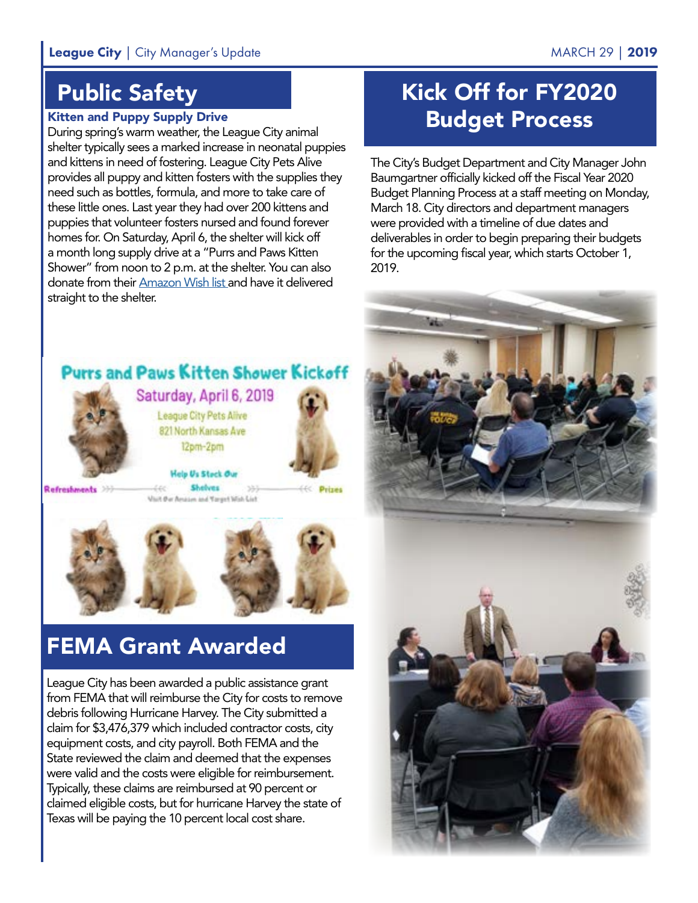## Public Safety

### Kitten and Puppy Supply Drive

During spring's warm weather, the League City animal shelter typically sees a marked increase in neonatal puppies and kittens in need of fostering. League City Pets Alive provides all puppy and kitten fosters with the supplies they need such as bottles, formula, and more to take care of these little ones. Last year they had over 200 kittens and puppies that volunteer fosters nursed and found forever homes for. On Saturday, April 6, the shelter will kick off a month long supply drive at a "Purrs and Paws Kitten Shower" from noon to 2 p.m. at the shelter. You can also donate from their Amazon Wish list and have it delivered straight to the shelter.

**Purrs and Paws Kitten Shower Kickoff**

Saturday, April 6, 2019

League City Pets Alive
821 North Kansas Ave
12pm-2pm

Refreshments — Help Us Stock Our Shelves — Prizes

Visit Our Amazon and Target Wish List

## FEMA Grant Awarded

League City has been awarded a public assistance grant from FEMA that will reimburse the City for costs to remove debris following Hurricane Harvey. The City submitted a claim for $3,476,379 which included contractor costs, city equipment costs, and city payroll. Both FEMA and the State reviewed the claim and deemed that the expenses were valid and the costs were eligible for reimbursement. Typically, these claims are reimbursed at 90 percent or claimed eligible costs, but for hurricane Harvey the state of Texas will be paying the 10 percent local cost share.

## Kick Off for FY2020 Budget Process

The City's Budget Department and City Manager John Baumgartner officially kicked off the Fiscal Year 2020 Budget Planning Process at a staff meeting on Monday, March 18. City directors and department managers were provided with a timeline of due dates and deliverables in order to begin preparing their budgets for the upcoming fiscal year, which starts October 1, 2019.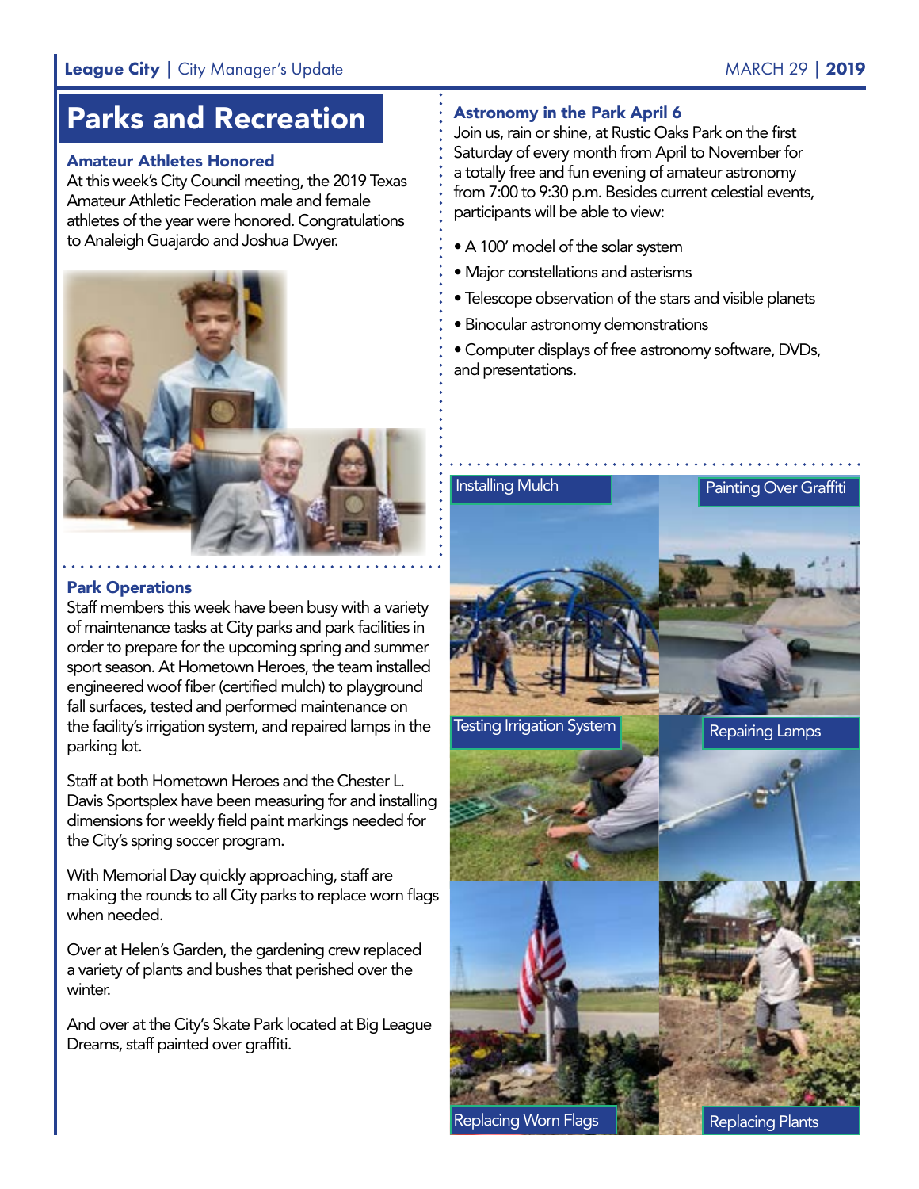# Parks and Recreation

### Amateur Athletes Honored

At this week's City Council meeting, the 2019 Texas Amateur Athletic Federation male and female athletes of the year were honored. Congratulations to Analeigh Guajardo and Joshua Dwyer.

### Park Operations

Staff members this week have been busy with a variety of maintenance tasks at City parks and park facilities in order to prepare for the upcoming spring and summer sport season. At Hometown Heroes, the team installed engineered woof fiber (certified mulch) to playground fall surfaces, tested and performed maintenance on the facility's irrigation system, and repaired lamps in the parking lot.

Staff at both Hometown Heroes and the Chester L. Davis Sportsplex have been measuring for and installing dimensions for weekly field paint markings needed for the City's spring soccer program.

With Memorial Day quickly approaching, staff are making the rounds to all City parks to replace worn flags when needed.

Over at Helen's Garden, the gardening crew replaced a variety of plants and bushes that perished over the winter.

And over at the City's Skate Park located at Big League Dreams, staff painted over graffiti.

### Astronomy in the Park April 6

Join us, rain or shine, at Rustic Oaks Park on the first Saturday of every month from April to November for a totally free and fun evening of amateur astronomy from 7:00 to 9:30 p.m. Besides current celestial events, participants will be able to view:

- A 100' model of the solar system
- Major constellations and asterisms
- Telescope observation of the stars and visible planets
- Binocular astronomy demonstrations
- Computer displays of free astronomy software, DVDs, and presentations.

Installing Mulch

Painting Over Graffiti

Testing Irrigation System

Repairing Lamps

Replacing Worn Flags

Replacing Plants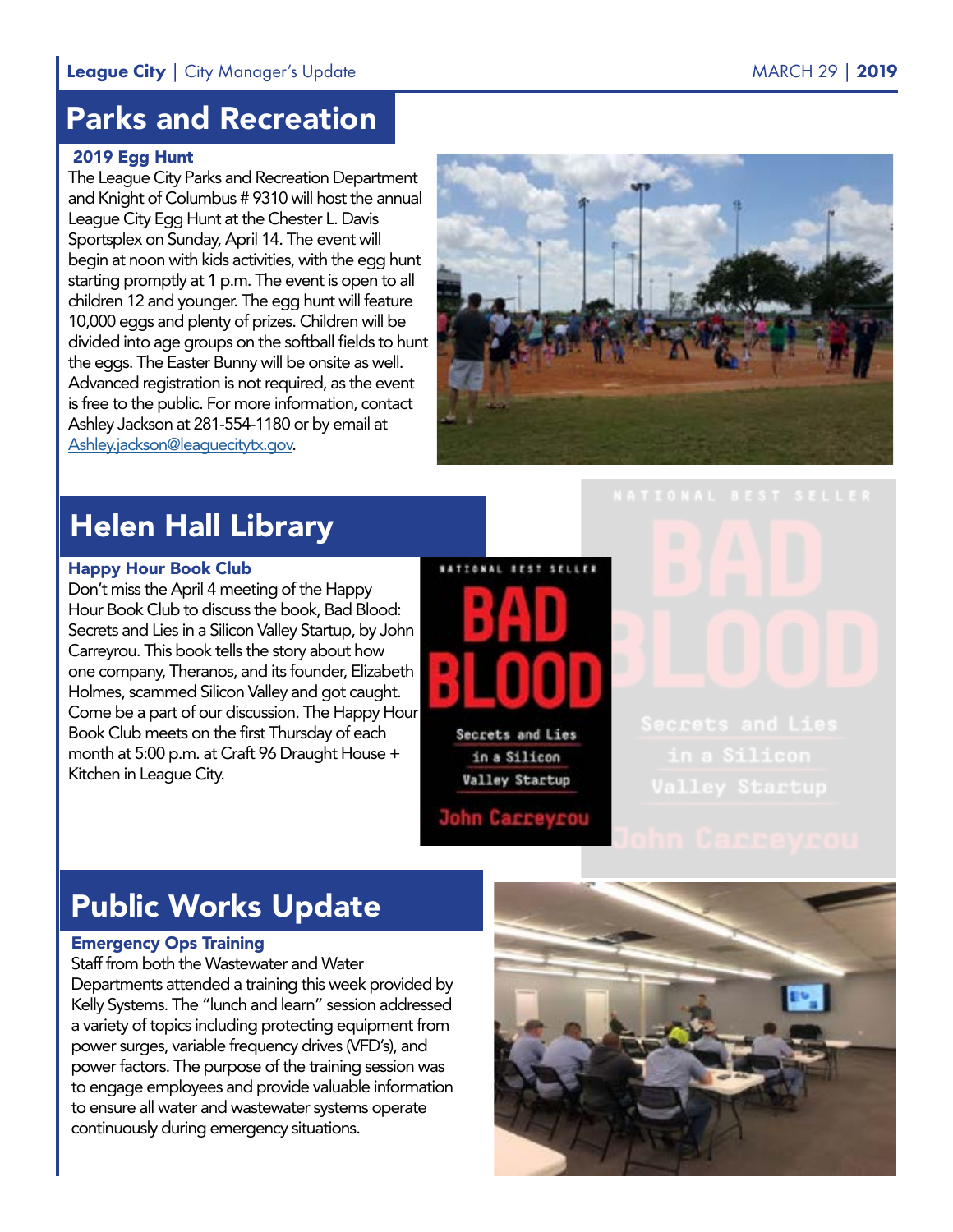## Parks and Recreation

### 2019 Egg Hunt

The League City Parks and Recreation Department and Knight of Columbus # 9310 will host the annual League City Egg Hunt at the Chester L. Davis Sportsplex on Sunday, April 14. The event will begin at noon with kids activities, with the egg hunt starting promptly at 1 p.m. The event is open to all children 12 and younger. The egg hunt will feature 10,000 eggs and plenty of prizes. Children will be divided into age groups on the softball fields to hunt the eggs. The Easter Bunny will be onsite as well. Advanced registration is not required, as the event is free to the public. For more information, contact Ashley Jackson at 281-554-1180 or by email at [Ashley.jackson@leaguecitytx.gov](mailto:Ashley.jackson@leaguecitytx.gov).

## Helen Hall Library

### Happy Hour Book Club

Don't miss the April 4 meeting of the Happy Hour Book Club to discuss the book, Bad Blood: Secrets and Lies in a Silicon Valley Startup, by John Carreyrou. This book tells the story about how one company, Theranos, and its founder, Elizabeth Holmes, scammed Silicon Valley and got caught. Come be a part of our discussion. The Happy Hour Book Club meets on the first Thursday of each month at 5:00 p.m. at Craft 96 Draught House + Kitchen in League City.

## Public Works Update

### Emergency Ops Training

Staff from both the Wastewater and Water Departments attended a training this week provided by Kelly Systems. The "lunch and learn" session addressed a variety of topics including protecting equipment from power surges, variable frequency drives (VFD's), and power factors. The purpose of the training session was to engage employees and provide valuable information to ensure all water and wastewater systems operate continuously during emergency situations.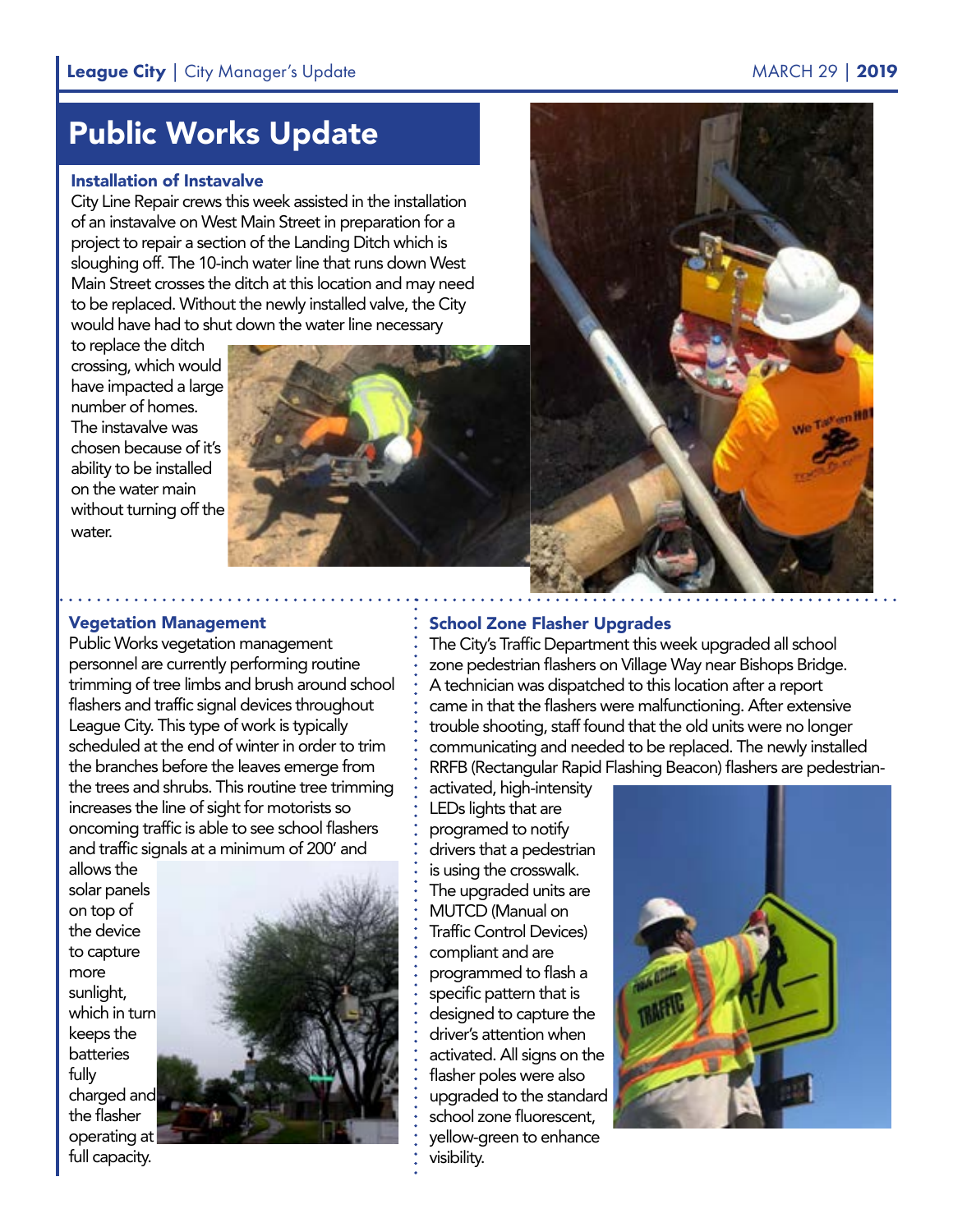# Public Works Update

### Installation of Instavalve

City Line Repair crews this week assisted in the installation of an instavalve on West Main Street in preparation for a project to repair a section of the Landing Ditch which is sloughing off. The 10-inch water line that runs down West Main Street crosses the ditch at this location and may need to be replaced. Without the newly installed valve, the City would have had to shut down the water line necessary to replace the ditch crossing, which would have impacted a large number of homes. The instavalve was chosen because of it's ability to be installed on the water main without turning off the water.

### Vegetation Management

Public Works vegetation management personnel are currently performing routine trimming of tree limbs and brush around school flashers and traffic signal devices throughout League City. This type of work is typically scheduled at the end of winter in order to trim the branches before the leaves emerge from the trees and shrubs. This routine tree trimming increases the line of sight for motorists so oncoming traffic is able to see school flashers and traffic signals at a minimum of 200' and allows the solar panels on top of the device to capture more sunlight, which in turn keeps the batteries fully charged and the flasher operating at full capacity.

### School Zone Flasher Upgrades

The City's Traffic Department this week upgraded all school zone pedestrian flashers on Village Way near Bishops Bridge. A technician was dispatched to this location after a report came in that the flashers were malfunctioning. After extensive trouble shooting, staff found that the old units were no longer communicating and needed to be replaced. The newly installed RRFB (Rectangular Rapid Flashing Beacon) flashers are pedestrian-activated, high-intensity LEDs lights that are programed to notify drivers that a pedestrian is using the crosswalk. The upgraded units are MUTCD (Manual on Traffic Control Devices) compliant and are programmed to flash a specific pattern that is designed to capture the driver's attention when activated. All signs on the flasher poles were also upgraded to the standard school zone fluorescent, yellow-green to enhance visibility.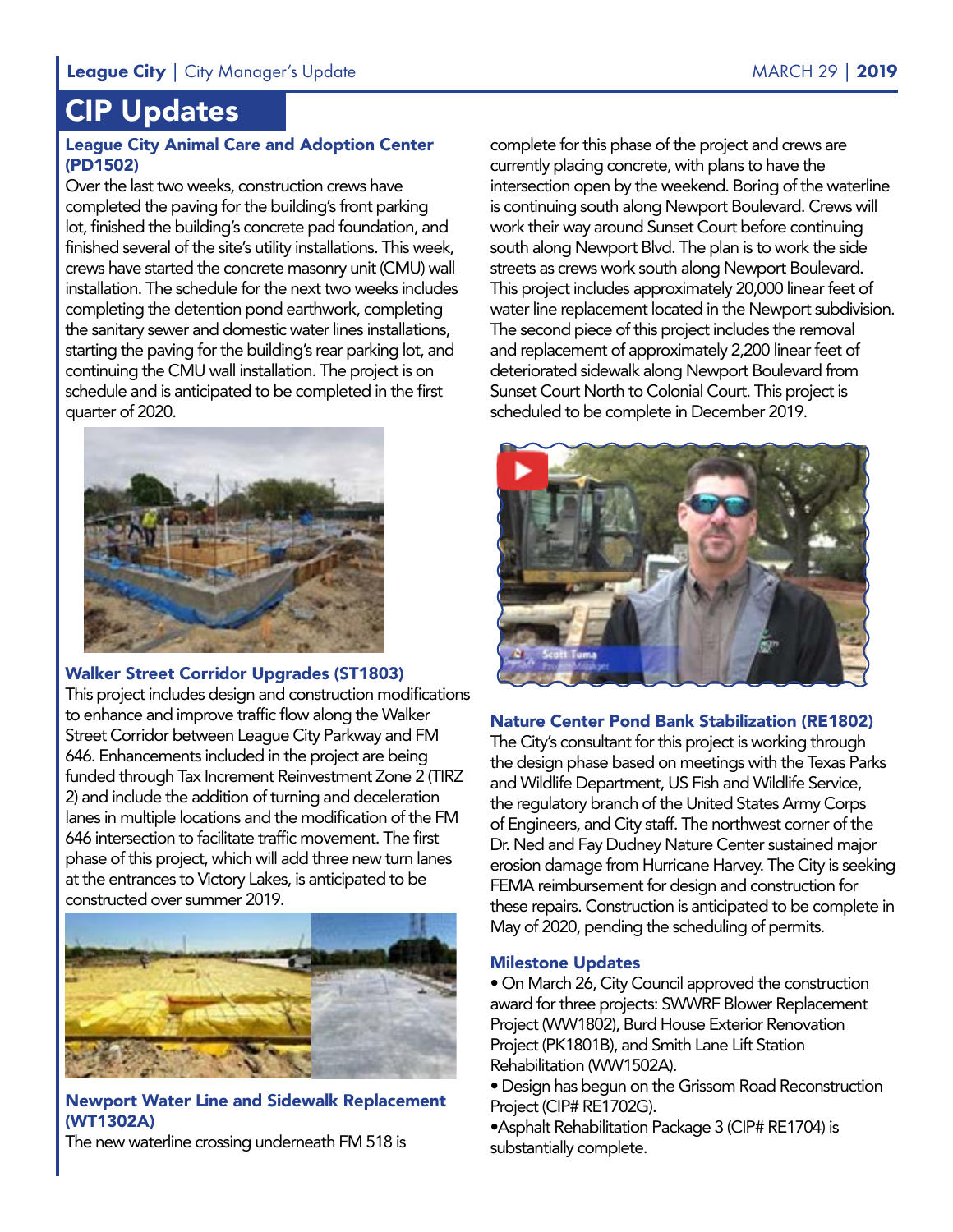# CIP Updates

### League City Animal Care and Adoption Center (PD1502)

Over the last two weeks, construction crews have completed the paving for the building's front parking lot, finished the building's concrete pad foundation, and finished several of the site's utility installations. This week, crews have started the concrete masonry unit (CMU) wall installation. The schedule for the next two weeks includes completing the detention pond earthwork, completing the sanitary sewer and domestic water lines installations, starting the paving for the building's rear parking lot, and continuing the CMU wall installation. The project is on schedule and is anticipated to be completed in the first quarter of 2020.

### Walker Street Corridor Upgrades (ST1803)

This project includes design and construction modifications to enhance and improve traffic flow along the Walker Street Corridor between League City Parkway and FM 646. Enhancements included in the project are being funded through Tax Increment Reinvestment Zone 2 (TIRZ 2) and include the addition of turning and deceleration lanes in multiple locations and the modification of the FM 646 intersection to facilitate traffic movement. The first phase of this project, which will add three new turn lanes at the entrances to Victory Lakes, is anticipated to be constructed over summer 2019.

### Newport Water Line and Sidewalk Replacement (WT1302A)

The new waterline crossing underneath FM 518 is complete for this phase of the project and crews are currently placing concrete, with plans to have the intersection open by the weekend. Boring of the waterline is continuing south along Newport Boulevard. Crews will work their way around Sunset Court before continuing south along Newport Blvd. The plan is to work the side streets as crews work south along Newport Boulevard. This project includes approximately 20,000 linear feet of water line replacement located in the Newport subdivision. The second piece of this project includes the removal and replacement of approximately 2,200 linear feet of deteriorated sidewalk along Newport Boulevard from Sunset Court North to Colonial Court. This project is scheduled to be complete in December 2019.

### Nature Center Pond Bank Stabilization (RE1802)

The City's consultant for this project is working through the design phase based on meetings with the Texas Parks and Wildlife Department, US Fish and Wildlife Service, the regulatory branch of the United States Army Corps of Engineers, and City staff. The northwest corner of the Dr. Ned and Fay Dudney Nature Center sustained major erosion damage from Hurricane Harvey. The City is seeking FEMA reimbursement for design and construction for these repairs. Construction is anticipated to be complete in May of 2020, pending the scheduling of permits.

### Milestone Updates

- On March 26, City Council approved the construction award for three projects: SWWRF Blower Replacement Project (WW1802), Burd House Exterior Renovation Project (PK1801B), and Smith Lane Lift Station Rehabilitation (WW1502A).
- Design has begun on the Grissom Road Reconstruction Project (CIP# RE1702G).
- Asphalt Rehabilitation Package 3 (CIP# RE1704) is substantially complete.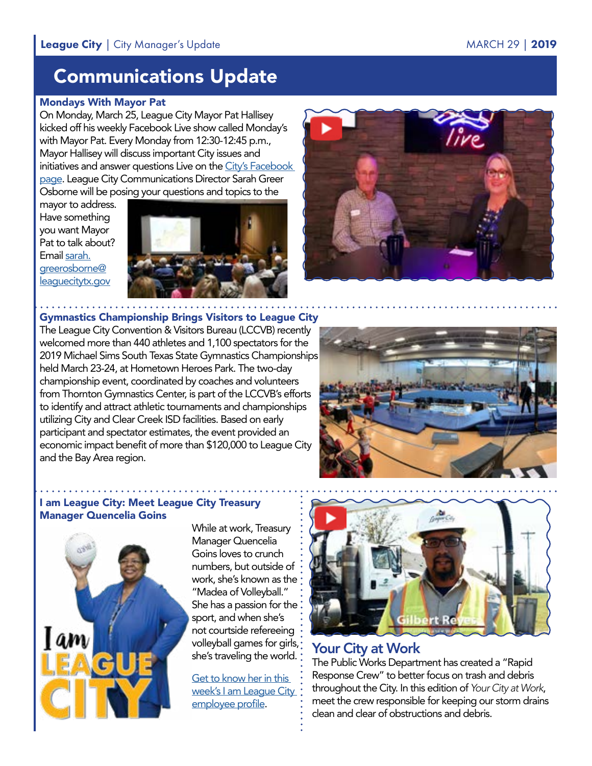# Communications Update

### Mondays With Mayor Pat

On Monday, March 25, League City Mayor Pat Hallisey kicked off his weekly Facebook Live show called Monday's with Mayor Pat. Every Monday from 12:30-12:45 p.m., Mayor Hallisey will discuss important City issues and initiatives and answer questions Live on the City's Facebook page. League City Communications Director Sarah Greer Osborne will be posing your questions and topics to the mayor to address. Have something you want Mayor Pat to talk about? Email sarah.greerosborne@leaguecitytx.gov

### Gymnastics Championship Brings Visitors to League City

The League City Convention & Visitors Bureau (LCCVB) recently welcomed more than 440 athletes and 1,100 spectators for the 2019 Michael Sims South Texas State Gymnastics Championships held March 23-24, at Hometown Heroes Park. The two-day championship event, coordinated by coaches and volunteers from Thornton Gymnastics Center, is part of the LCCVB's efforts to identify and attract athletic tournaments and championships utilizing City and Clear Creek ISD facilities. Based on early participant and spectator estimates, the event provided an economic impact benefit of more than $120,000 to League City and the Bay Area region.

### I am League City: Meet League City Treasury Manager Quencelia Goins

While at work, Treasury Manager Quencelia Goins loves to crunch numbers, but outside of work, she's known as the "Madea of Volleyball." She has a passion for the sport, and when she's not courtside refereeing volleyball games for girls, she's traveling the world.

Get to know her in this week's I am League City employee profile.

### Your City at Work

The Public Works Department has created a "Rapid Response Crew" to better focus on trash and debris throughout the City. In this edition of *Your City at Work*, meet the crew responsible for keeping our storm drains clean and clear of obstructions and debris.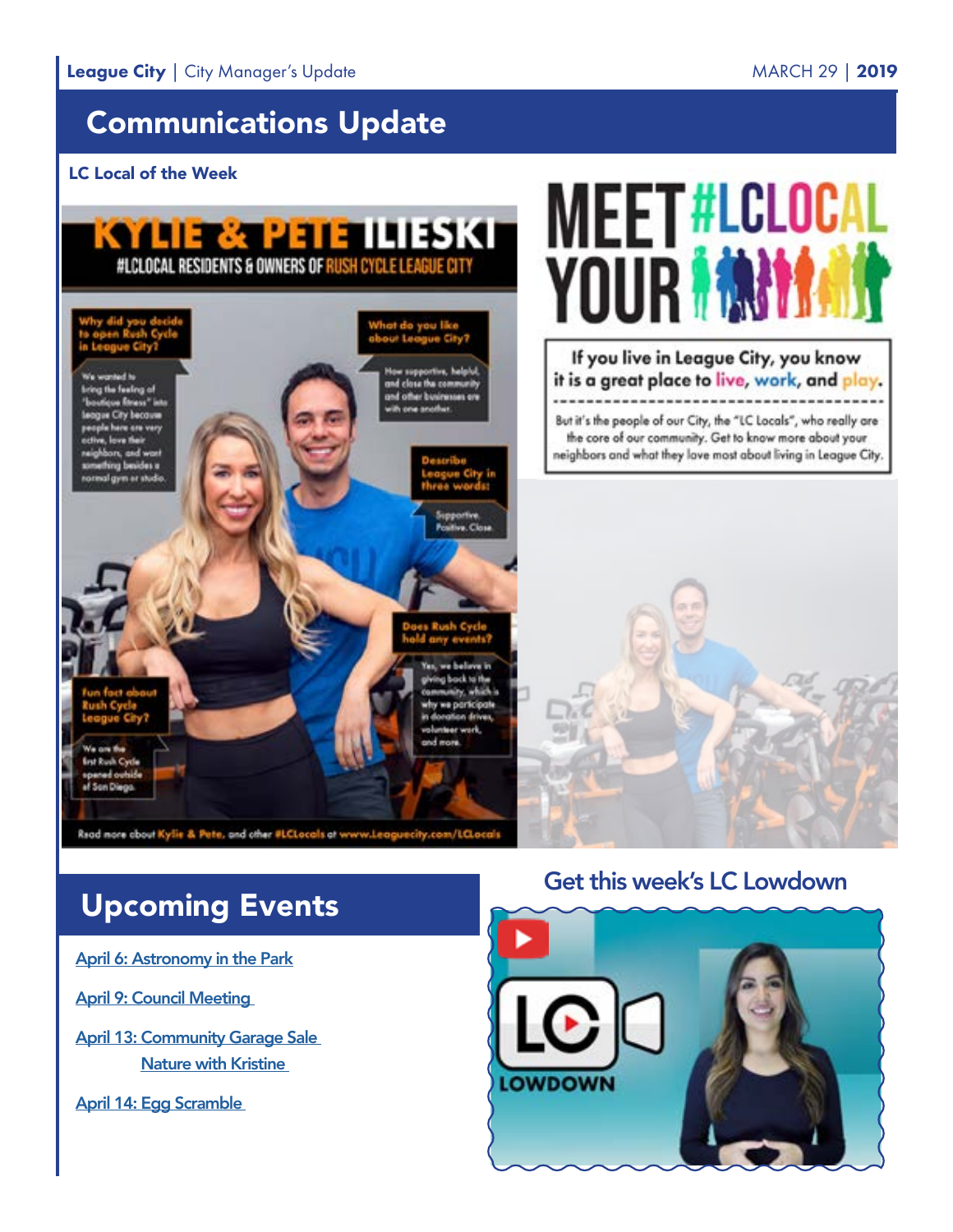## Communications Update

### LC Local of the Week

# KYLIE & PETE ILIESKI

#LCLOCAL RESIDENTS & OWNERS OF RUSH CYCLE LEAGUE CITY

**Why did you decide to open Rush Cycle in League City?**

We wanted to bring the feeling of "boutique fitness" into League City because people here are very active, love their neighbors, and want something besides a normal gym or studio.

**What do you like about League City?**

How supportive, helpful, and close the community and other businesses are with one another.

**Describe League City in three words:**

Supportive. Positive. Close.

**Does Rush Cycle hold any events?**

Yes, we believe in giving back to the community, which is why we participate in donation drives, volunteer work, and more.

**Fun fact about Rush Cycle League City?**

We are the first Rush Cycle opened outside of San Diego.

Read more about Kylie & Pete, and other #LCLocals at www.Leaguecity.com/LCLocals

# MEET YOUR #LCLOCAL

If you live in League City, you know it is a great place to live, work, and play.

But it's the people of our City, the "LC Locals", who really are the core of our community. Get to know more about your neighbors and what they love most about living in League City.

## Upcoming Events

- April 6: Astronomy in the Park
- April 9: Council Meeting
- April 13: Community Garage Sale
  - Nature with Kristine
- April 14: Egg Scramble

### Get this week's LC Lowdown

LC LOWDOWN